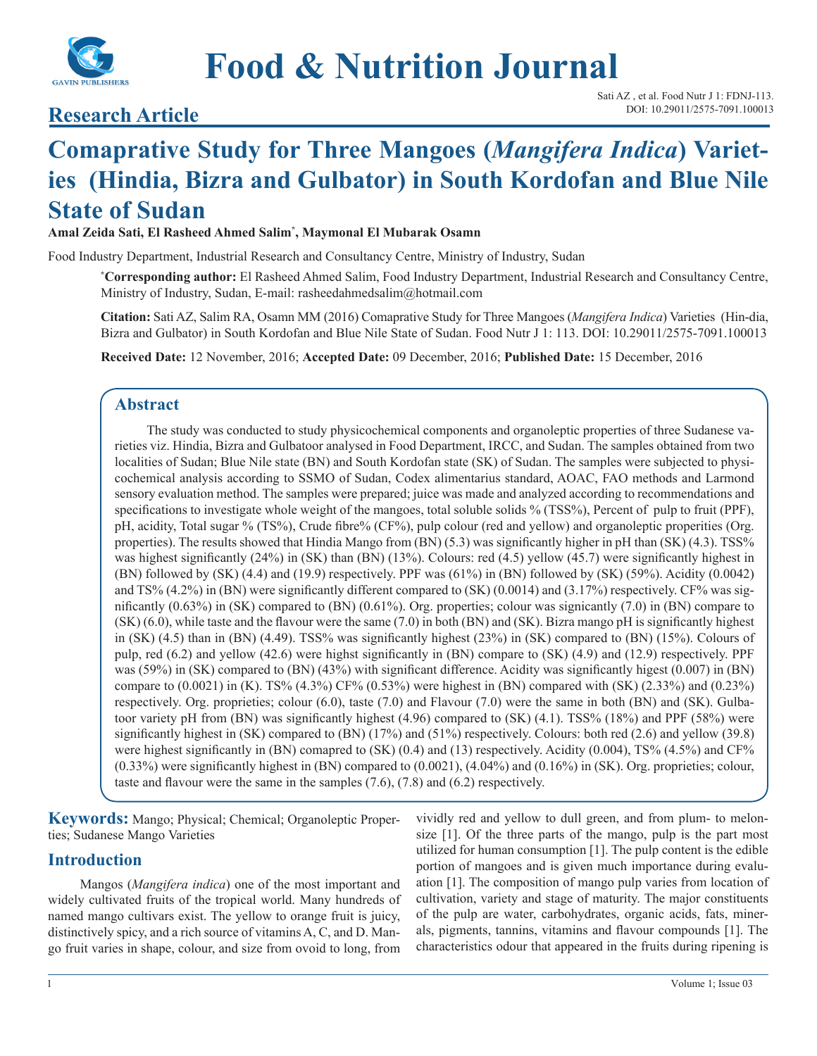# Food & Nutrition Journal

## Research Article

# Comaprative Study for Three Mangoes (*Mangifera Indica*) Varieties (Hindia, Bizra and Gulbator) in South Kordofan and Blue Nile State of Sudan

**Amal Zeida Sati, El Rasheed Ahmed Salim*, Maymonal El Mubarak Osamn**

Food Industry Department, Industrial Research and Consultancy Centre, Ministry of Industry, Sudan

***Corresponding author:** El Rasheed Ahmed Salim, Food Industry Department, Industrial Research and Consultancy Centre, Ministry of Industry, Sudan, E-mail: rasheedahmedsalim@hotmail.com

**Citation:** Sati AZ, Salim RA, Osamn MM (2016) Comaprative Study for Three Mangoes (*Mangifera Indica*) Varieties (Hin-dia, Bizra and Gulbator) in South Kordofan and Blue Nile State of Sudan. Food Nutr J 1: 113. DOI: 10.29011/2575-7091.100013

**Received Date:** 12 November, 2016; **Accepted Date:** 09 December, 2016; **Published Date:** 15 December, 2016

## Abstract

The study was conducted to study physicochemical components and organoleptic properties of three Sudanese varieties viz. Hindia, Bizra and Gulbatoor analysed in Food Department, IRCC, and Sudan. The samples obtained from two localities of Sudan; Blue Nile state (BN) and South Kordofan state (SK) of Sudan. The samples were subjected to physicochemical analysis according to SSMO of Sudan, Codex alimentarius standard, AOAC, FAO methods and Larmond sensory evaluation method. The samples were prepared; juice was made and analyzed according to recommendations and specifications to investigate whole weight of the mangoes, total soluble solids % (TSS%), Percent of pulp to fruit (PPF), pH, acidity, Total sugar % (TS%), Crude fibre% (CF%), pulp colour (red and yellow) and organoleptic properities (Org. properties). The results showed that Hindia Mango from (BN) (5.3) was significantly higher in pH than (SK) (4.3). TSS% was highest significantly (24%) in (SK) than (BN) (13%). Colours: red (4.5) yellow (45.7) were significantly highest in (BN) followed by (SK) (4.4) and (19.9) respectively. PPF was (61%) in (BN) followed by (SK) (59%). Acidity (0.0042) and TS% (4.2%) in (BN) were significantly different compared to (SK) (0.0014) and (3.17%) respectively. CF% was significantly (0.63%) in (SK) compared to (BN) (0.61%). Org. properties; colour was signicantly (7.0) in (BN) compare to (SK) (6.0), while taste and the flavour were the same (7.0) in both (BN) and (SK). Bizra mango pH is significantly highest in (SK) (4.5) than in (BN) (4.49). TSS% was significantly highest (23%) in (SK) compared to (BN) (15%). Colours of pulp, red (6.2) and yellow (42.6) were highst significantly in (BN) compare to (SK) (4.9) and (12.9) respectively. PPF was (59%) in (SK) compared to (BN) (43%) with significant difference. Acidity was significantly higest (0.007) in (BN) compare to (0.0021) in (K). TS% (4.3%) CF% (0.53%) were highest in (BN) compared with (SK) (2.33%) and (0.23%) respectively. Org. proprieties; colour (6.0), taste (7.0) and Flavour (7.0) were the same in both (BN) and (SK). Gulbatoor variety pH from (BN) was significantly highest (4.96) compared to (SK) (4.1). TSS% (18%) and PPF (58%) were significantly highest in (SK) compared to (BN) (17%) and (51%) respectively. Colours: both red (2.6) and yellow (39.8) were highest significantly in (BN) comapred to (SK) (0.4) and (13) respectively. Acidity (0.004), TS% (4.5%) and CF% (0.33%) were significantly highest in (BN) compared to (0.0021), (4.04%) and (0.16%) in (SK). Org. proprieties; colour, taste and flavour were the same in the samples (7.6), (7.8) and (6.2) respectively.

**Keywords:** Mango; Physical; Chemical; Organoleptic Properties; Sudanese Mango Varieties

## Introduction

Mangos (*Mangifera indica*) one of the most important and widely cultivated fruits of the tropical world. Many hundreds of named mango cultivars exist. The yellow to orange fruit is juicy, distinctively spicy, and a rich source of vitamins A, C, and D. Mango fruit varies in shape, colour, and size from ovoid to long, from vividly red and yellow to dull green, and from plum- to melon-size [1]. Of the three parts of the mango, pulp is the part most utilized for human consumption [1]. The pulp content is the edible portion of mangoes and is given much importance during evaluation [1]. The composition of mango pulp varies from location of cultivation, variety and stage of maturity. The major constituents of the pulp are water, carbohydrates, organic acids, fats, minerals, pigments, tannins, vitamins and flavour compounds [1]. The characteristics odour that appeared in the fruits during ripening is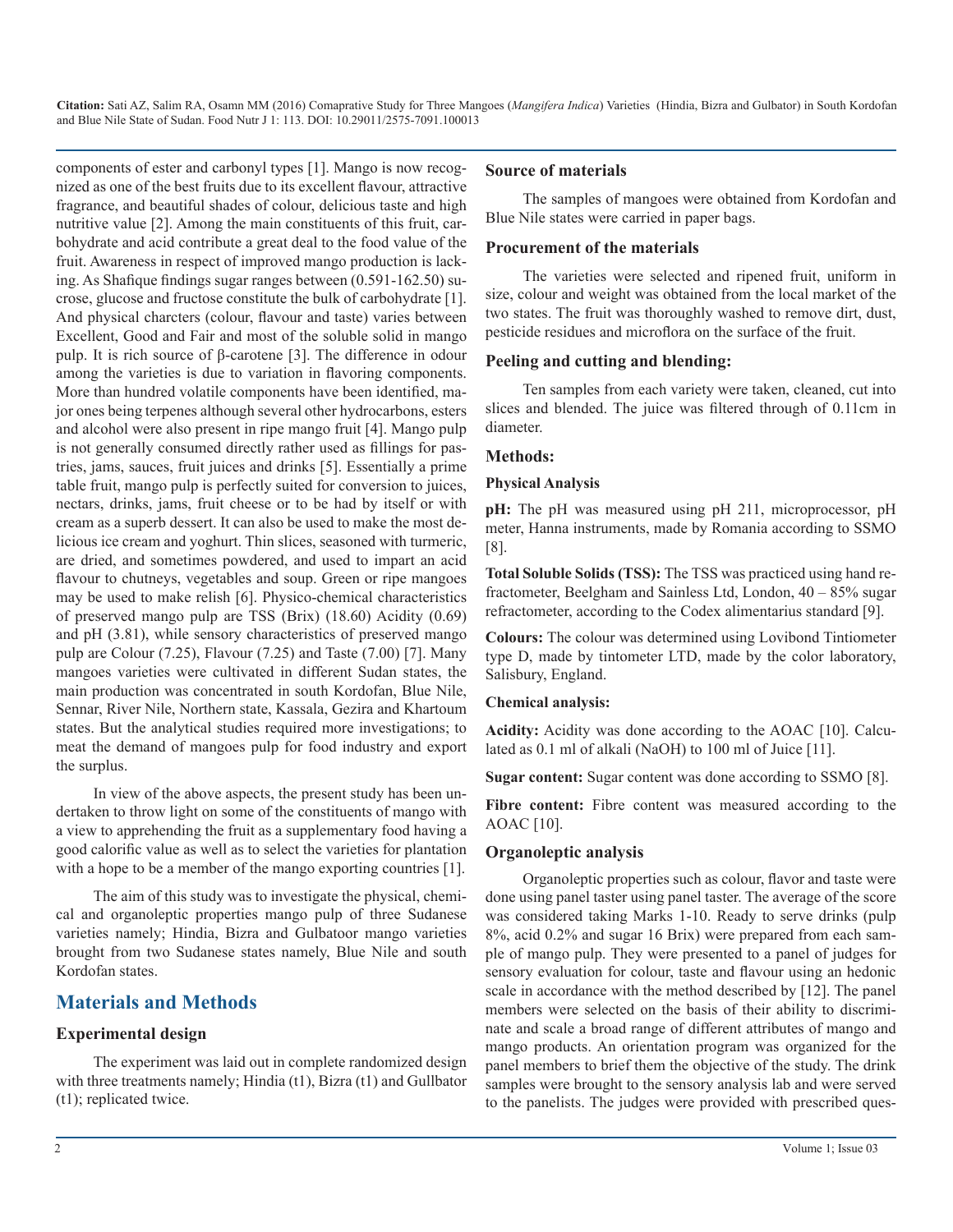components of ester and carbonyl types [1]. Mango is now recognized as one of the best fruits due to its excellent flavour, attractive fragrance, and beautiful shades of colour, delicious taste and high nutritive value [2]. Among the main constituents of this fruit, carbohydrate and acid contribute a great deal to the food value of the fruit. Awareness in respect of improved mango production is lacking. As Shafique findings sugar ranges between (0.591-162.50) sucrose, glucose and fructose constitute the bulk of carbohydrate [1]. And physical charcters (colour, flavour and taste) varies between Excellent, Good and Fair and most of the soluble solid in mango pulp. It is rich source of β-carotene [3]. The difference in odour among the varieties is due to variation in flavoring components. More than hundred volatile components have been identified, major ones being terpenes although several other hydrocarbons, esters and alcohol were also present in ripe mango fruit [4]. Mango pulp is not generally consumed directly rather used as fillings for pastries, jams, sauces, fruit juices and drinks [5]. Essentially a prime table fruit, mango pulp is perfectly suited for conversion to juices, nectars, drinks, jams, fruit cheese or to be had by itself or with cream as a superb dessert. It can also be used to make the most delicious ice cream and yoghurt. Thin slices, seasoned with turmeric, are dried, and sometimes powdered, and used to impart an acid flavour to chutneys, vegetables and soup. Green or ripe mangoes may be used to make relish [6]. Physico-chemical characteristics of preserved mango pulp are TSS (Brix) (18.60) Acidity (0.69) and pH (3.81), while sensory characteristics of preserved mango pulp are Colour (7.25), Flavour (7.25) and Taste (7.00) [7]. Many mangoes varieties were cultivated in different Sudan states, the main production was concentrated in south Kordofan, Blue Nile, Sennar, River Nile, Northern state, Kassala, Gezira and Khartoum states. But the analytical studies required more investigations; to meat the demand of mangoes pulp for food industry and export the surplus.

In view of the above aspects, the present study has been undertaken to throw light on some of the constituents of mango with a view to apprehending the fruit as a supplementary food having a good calorific value as well as to select the varieties for plantation with a hope to be a member of the mango exporting countries [1].

The aim of this study was to investigate the physical, chemical and organoleptic properties mango pulp of three Sudanese varieties namely; Hindia, Bizra and Gulbatoor mango varieties brought from two Sudanese states namely, Blue Nile and south Kordofan states.

## Materials and Methods

### Experimental design

The experiment was laid out in complete randomized design with three treatments namely; Hindia (t1), Bizra (t1) and Gullbator (t1); replicated twice.

### Source of materials

The samples of mangoes were obtained from Kordofan and Blue Nile states were carried in paper bags.

### Procurement of the materials

The varieties were selected and ripened fruit, uniform in size, colour and weight was obtained from the local market of the two states. The fruit was thoroughly washed to remove dirt, dust, pesticide residues and microflora on the surface of the fruit.

### Peeling and cutting and blending:

Ten samples from each variety were taken, cleaned, cut into slices and blended. The juice was filtered through of 0.11cm in diameter.

### Methods:

#### Physical Analysis

**pH:** The pH was measured using pH 211, microprocessor, pH meter, Hanna instruments, made by Romania according to SSMO [8].

**Total Soluble Solids (TSS):** The TSS was practiced using hand refractometer, Beelgham and Sainless Ltd, London, 40 – 85% sugar refractometer, according to the Codex alimentarius standard [9].

**Colours:** The colour was determined using Lovibond Tintiometer type D, made by tintometer LTD, made by the color laboratory, Salisbury, England.

#### Chemical analysis:

**Acidity:** Acidity was done according to the AOAC [10]. Calculated as 0.1 ml of alkali (NaOH) to 100 ml of Juice [11].

**Sugar content:** Sugar content was done according to SSMO [8].

**Fibre content:** Fibre content was measured according to the AOAC [10].

### Organoleptic analysis

Organoleptic properties such as colour, flavor and taste were done using panel taster using panel taster. The average of the score was considered taking Marks 1-10. Ready to serve drinks (pulp 8%, acid 0.2% and sugar 16 Brix) were prepared from each sample of mango pulp. They were presented to a panel of judges for sensory evaluation for colour, taste and flavour using an hedonic scale in accordance with the method described by [12]. The panel members were selected on the basis of their ability to discriminate and scale a broad range of different attributes of mango and mango products. An orientation program was organized for the panel members to brief them the objective of the study. The drink samples were brought to the sensory analysis lab and were served to the panelists. The judges were provided with prescribed ques-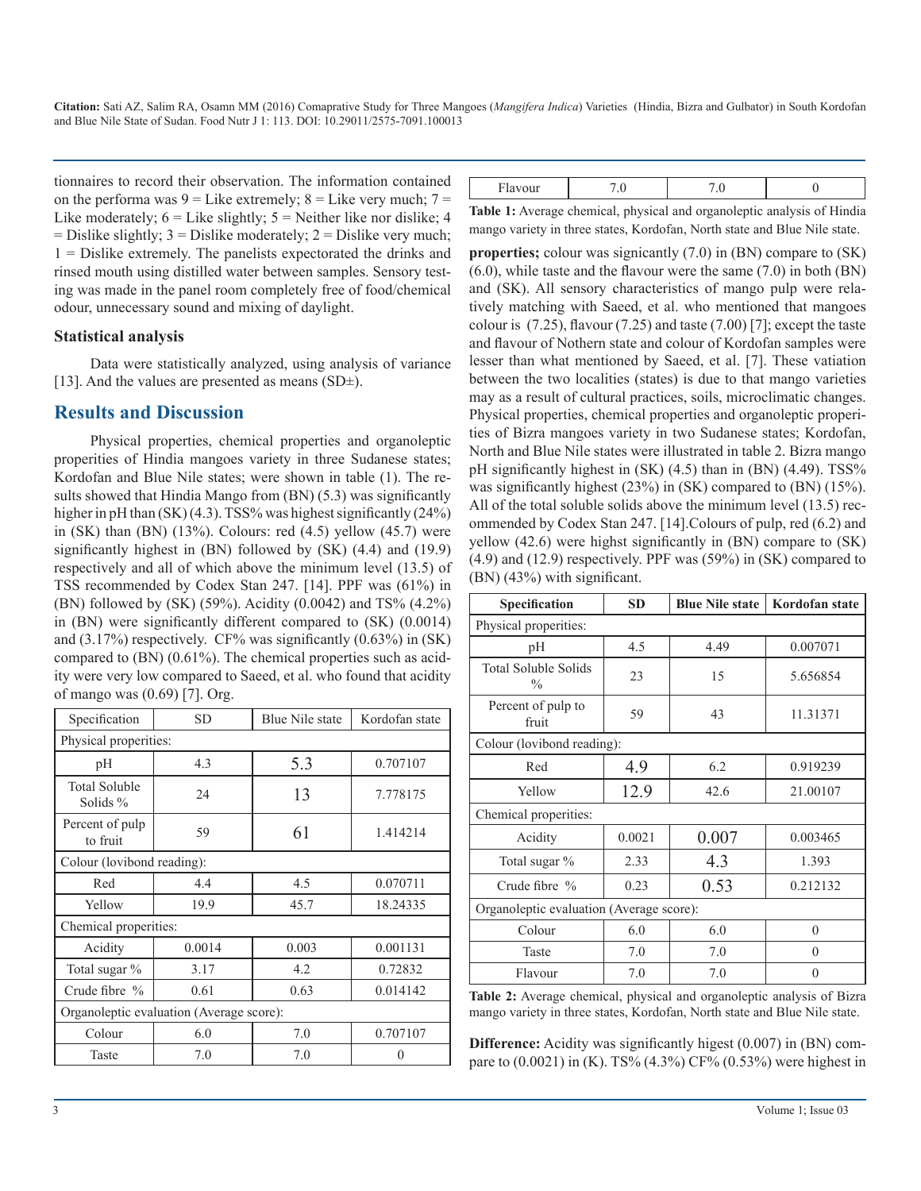tionnaires to record their observation. The information contained on the performa was 9 = Like extremely; 8 = Like very much; 7 = Like moderately; 6 = Like slightly; 5 = Neither like nor dislike; 4 = Dislike slightly; 3 = Dislike moderately; 2 = Dislike very much; 1 = Dislike extremely. The panelists expectorated the drinks and rinsed mouth using distilled water between samples. Sensory testing was made in the panel room completely free of food/chemical odour, unnecessary sound and mixing of daylight.

### Statistical analysis

Data were statistically analyzed, using analysis of variance [13]. And the values are presented as means (SD±).

## Results and Discussion

Physical properties, chemical properties and organoleptic properities of Hindia mangoes variety in three Sudanese states; Kordofan and Blue Nile states; were shown in table (1). The results showed that Hindia Mango from (BN) (5.3) was significantly higher in pH than (SK) (4.3). TSS% was highest significantly (24%) in (SK) than (BN) (13%). Colours: red (4.5) yellow (45.7) were significantly highest in (BN) followed by (SK) (4.4) and (19.9) respectively and all of which above the minimum level (13.5) of TSS recommended by Codex Stan 247. [14]. PPF was (61%) in (BN) followed by (SK) (59%). Acidity (0.0042) and TS% (4.2%) in (BN) were significantly different compared to (SK) (0.0014) and (3.17%) respectively. CF% was significantly (0.63%) in (SK) compared to (BN) (0.61%). The chemical properties such as acidity were very low compared to Saeed, et al. who found that acidity of mango was (0.69) [7]. Org.

| Specification | SD | Blue Nile state | Kordofan state |
|---|---|---|---|
| Physical properities: | | | |
| pH | 4.3 | 5.3 | 0.707107 |
| Total Soluble Solids % | 24 | 13 | 7.778175 |
| Percent of pulp to fruit | 59 | 61 | 1.414214 |
| Colour (lovibond reading): | | | |
| Red | 4.4 | 4.5 | 0.070711 |
| Yellow | 19.9 | 45.7 | 18.24335 |
| Chemical properities: | | | |
| Acidity | 0.0014 | 0.003 | 0.001131 |
| Total sugar % | 3.17 | 4.2 | 0.72832 |
| Crude fibre % | 0.61 | 0.63 | 0.014142 |
| Organoleptic evaluation (Average score): | | | |
| Colour | 6.0 | 7.0 | 0.707107 |
| Taste | 7.0 | 7.0 | 0 |
| Flavour | 7.0 | 7.0 | 0 |

**Table 1:** Average chemical, physical and organoleptic analysis of Hindia mango variety in three states, Kordofan, North state and Blue Nile state.

**properties;** colour was signicantly (7.0) in (BN) compare to (SK) (6.0), while taste and the flavour were the same (7.0) in both (BN) and (SK). All sensory characteristics of mango pulp were relatively matching with Saeed, et al. who mentioned that mangoes colour is (7.25), flavour (7.25) and taste (7.00) [7]; except the taste and flavour of Nothern state and colour of Kordofan samples were lesser than what mentioned by Saeed, et al. [7]. These vatiation between the two localities (states) is due to that mango varieties may as a result of cultural practices, soils, microclimatic changes. Physical properties, chemical properties and organoleptic properities of Bizra mangoes variety in two Sudanese states; Kordofan, North and Blue Nile states were illustrated in table 2. Bizra mango pH significantly highest in (SK) (4.5) than in (BN) (4.49). TSS% was significantly highest (23%) in (SK) compared to (BN) (15%). All of the total soluble solids above the minimum level (13.5) recommended by Codex Stan 247. [14].Colours of pulp, red (6.2) and yellow (42.6) were highst significantly in (BN) compare to (SK) (4.9) and (12.9) respectively. PPF was (59%) in (SK) compared to (BN) (43%) with significant.

| Specification | SD | Blue Nile state | Kordofan state |
|---|---|---|---|
| Physical properities: | | | |
| pH | 4.5 | 4.49 | 0.007071 |
| Total Soluble Solids % | 23 | 15 | 5.656854 |
| Percent of pulp to fruit | 59 | 43 | 11.31371 |
| Colour (lovibond reading): | | | |
| Red | 4.9 | 6.2 | 0.919239 |
| Yellow | 12.9 | 42.6 | 21.00107 |
| Chemical properities: | | | |
| Acidity | 0.0021 | 0.007 | 0.003465 |
| Total sugar % | 2.33 | 4.3 | 1.393 |
| Crude fibre % | 0.23 | 0.53 | 0.212132 |
| Organoleptic evaluation (Average score): | | | |
| Colour | 6.0 | 6.0 | 0 |
| Taste | 7.0 | 7.0 | 0 |
| Flavour | 7.0 | 7.0 | 0 |

**Table 2:** Average chemical, physical and organoleptic analysis of Bizra mango variety in three states, Kordofan, North state and Blue Nile state.

**Difference:** Acidity was significantly higest (0.007) in (BN) compare to (0.0021) in (K). TS% (4.3%) CF% (0.53%) were highest in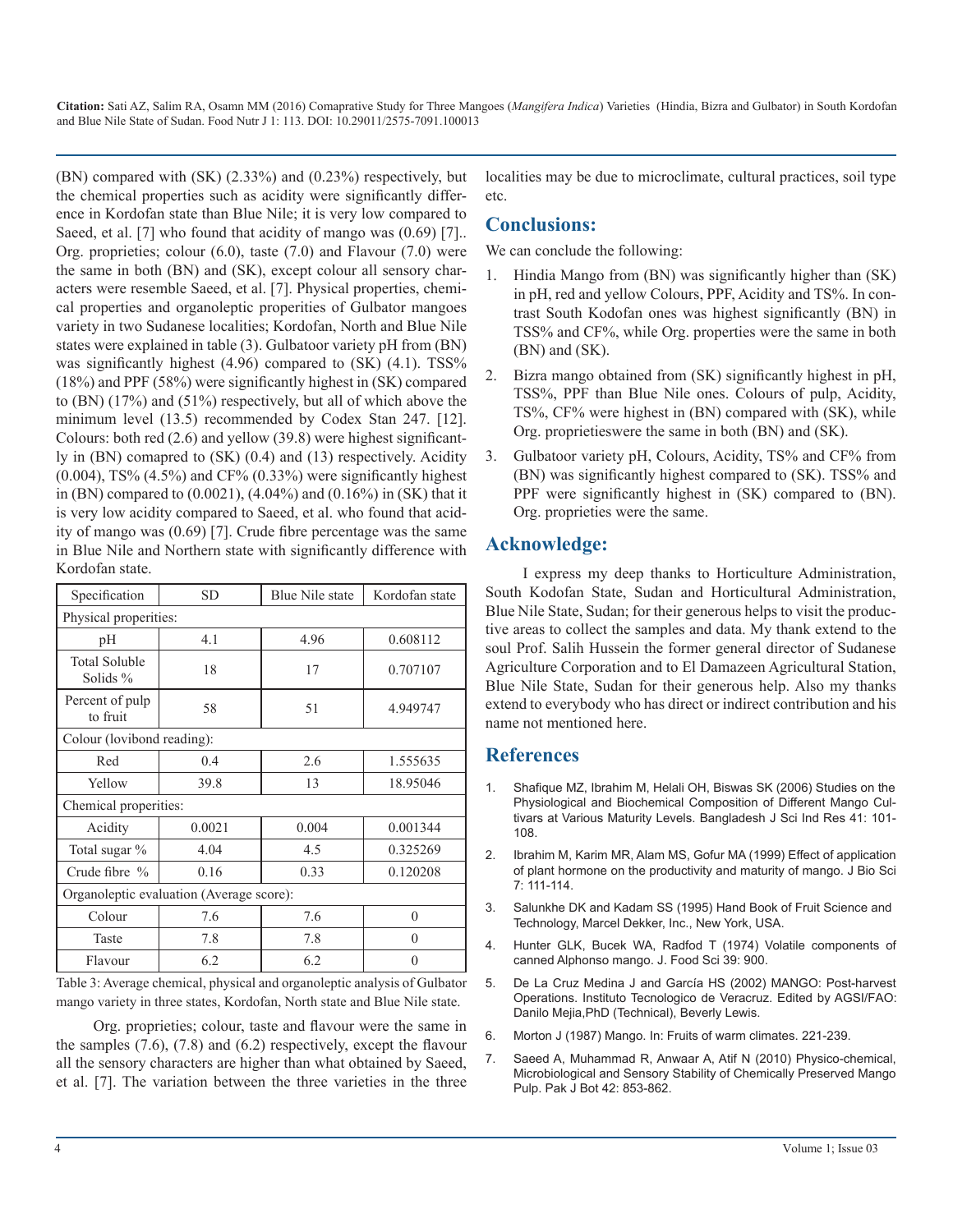(BN) compared with (SK) (2.33%) and (0.23%) respectively, but the chemical properties such as acidity were significantly difference in Kordofan state than Blue Nile; it is very low compared to Saeed, et al. [7] who found that acidity of mango was (0.69) [7].. Org. proprieties; colour (6.0), taste (7.0) and Flavour (7.0) were the same in both (BN) and (SK), except colour all sensory characters were resemble Saeed, et al. [7]. Physical properties, chemical properties and organoleptic properities of Gulbator mangoes variety in two Sudanese localities; Kordofan, North and Blue Nile states were explained in table (3). Gulbatoor variety pH from (BN) was significantly highest (4.96) compared to (SK) (4.1). TSS% (18%) and PPF (58%) were significantly highest in (SK) compared to (BN) (17%) and (51%) respectively, but all of which above the minimum level (13.5) recommended by Codex Stan 247. [12]. Colours: both red (2.6) and yellow (39.8) were highest significantly in (BN) comapred to (SK) (0.4) and (13) respectively. Acidity (0.004), TS% (4.5%) and CF% (0.33%) were significantly highest in (BN) compared to (0.0021), (4.04%) and (0.16%) in (SK) that it is very low acidity compared to Saeed, et al. who found that acidity of mango was (0.69) [7]. Crude fibre percentage was the same in Blue Nile and Northern state with significantly difference with Kordofan state.

| Specification | SD | Blue Nile state | Kordofan state |
|---|---|---|---|
| Physical properities: | | | |
| pH | 4.1 | 4.96 | 0.608112 |
| Total Soluble Solids % | 18 | 17 | 0.707107 |
| Percent of pulp to fruit | 58 | 51 | 4.949747 |
| Colour (lovibond reading): | | | |
| Red | 0.4 | 2.6 | 1.555635 |
| Yellow | 39.8 | 13 | 18.95046 |
| Chemical properities: | | | |
| Acidity | 0.0021 | 0.004 | 0.001344 |
| Total sugar % | 4.04 | 4.5 | 0.325269 |
| Crude fibre % | 0.16 | 0.33 | 0.120208 |
| Organoleptic evaluation (Average score): | | | |
| Colour | 7.6 | 7.6 | 0 |
| Taste | 7.8 | 7.8 | 0 |
| Flavour | 6.2 | 6.2 | 0 |

Table 3: Average chemical, physical and organoleptic analysis of Gulbator mango variety in three states, Kordofan, North state and Blue Nile state.

Org. proprieties; colour, taste and flavour were the same in the samples (7.6), (7.8) and (6.2) respectively, except the flavour all the sensory characters are higher than what obtained by Saeed, et al. [7]. The variation between the three varieties in the three localities may be due to microclimate, cultural practices, soil type etc.

## Conclusions:

We can conclude the following:

1. Hindia Mango from (BN) was significantly higher than (SK) in pH, red and yellow Colours, PPF, Acidity and TS%. In contrast South Kodofan ones was highest significantly (BN) in TSS% and CF%, while Org. properties were the same in both (BN) and (SK).
2. Bizra mango obtained from (SK) significantly highest in pH, TSS%, PPF than Blue Nile ones. Colours of pulp, Acidity, TS%, CF% were highest in (BN) compared with (SK), while Org. proprieties were the same in both (BN) and (SK).
3. Gulbatoor variety pH, Colours, Acidity, TS% and CF% from (BN) was significantly highest compared to (SK). TSS% and PPF were significantly highest in (SK) compared to (BN). Org. proprieties were the same.

## Acknowledge:

I express my deep thanks to Horticulture Administration, South Kodofan State, Sudan and Horticultural Administration, Blue Nile State, Sudan; for their generous helps to visit the productive areas to collect the samples and data. My thank extend to the soul Prof. Salih Hussein the former general director of Sudanese Agriculture Corporation and to El Damazeen Agricultural Station, Blue Nile State, Sudan for their generous help. Also my thanks extend to everybody who has direct or indirect contribution and his name not mentioned here.

## References

1. Shafique MZ, Ibrahim M, Helali OH, Biswas SK (2006) Studies on the Physiological and Biochemical Composition of Different Mango Cultivars at Various Maturity Levels. Bangladesh J Sci Ind Res 41: 101-108.
2. Ibrahim M, Karim MR, Alam MS, Gofur MA (1999) Effect of application of plant hormone on the productivity and maturity of mango. J Bio Sci 7: 111-114.
3. Salunkhe DK and Kadam SS (1995) Hand Book of Fruit Science and Technology, Marcel Dekker, Inc., New York, USA.
4. Hunter GLK, Bucek WA, Radfod T (1974) Volatile components of canned Alphonso mango. J. Food Sci 39: 900.
5. De La Cruz Medina J and García HS (2002) MANGO: Post-harvest Operations. Instituto Tecnologico de Veracruz. Edited by AGSI/FAO: Danilo Mejia,PhD (Technical), Beverly Lewis.
6. Morton J (1987) Mango. In: Fruits of warm climates. 221-239.
7. Saeed A, Muhammad R, Anwaar A, Atif N (2010) Physico-chemical, Microbiological and Sensory Stability of Chemically Preserved Mango Pulp. Pak J Bot 42: 853-862.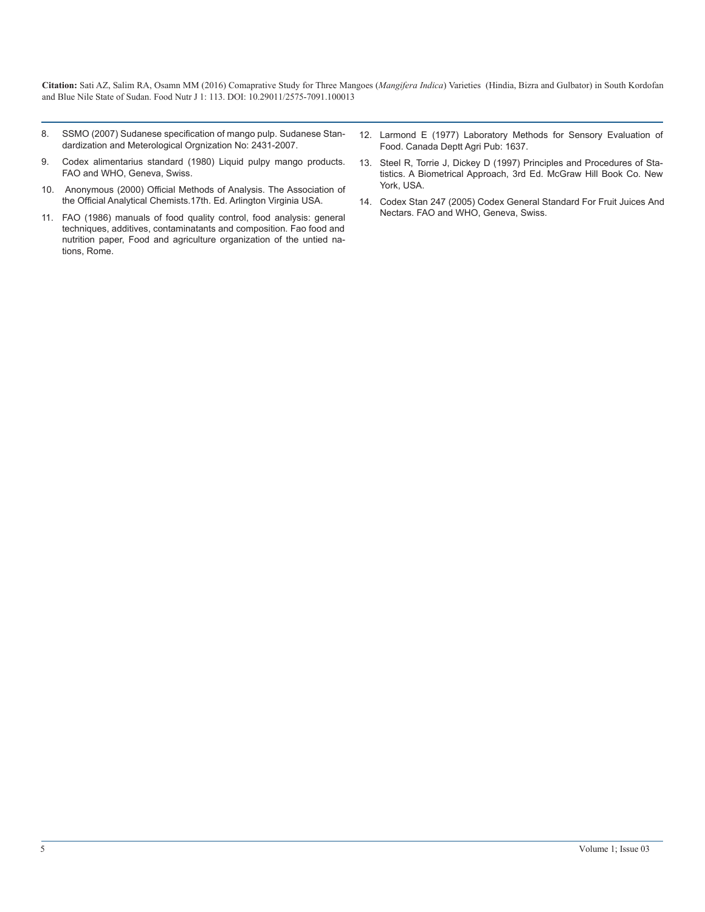8. SSMO (2007) Sudanese specification of mango pulp. Sudanese Standardization and Meterological Orgnization No: 2431-2007.

9. Codex alimentarius standard (1980) Liquid pulpy mango products. FAO and WHO, Geneva, Swiss.

10. Anonymous (2000) Official Methods of Analysis. The Association of the Official Analytical Chemists.17th. Ed. Arlington Virginia USA.

11. FAO (1986) manuals of food quality control, food analysis: general techniques, additives, contaminatants and composition. Fao food and nutrition paper, Food and agriculture organization of the untied nations, Rome.

12. Larmond E (1977) Laboratory Methods for Sensory Evaluation of Food. Canada Deptt Agri Pub: 1637.

13. Steel R, Torrie J, Dickey D (1997) Principles and Procedures of Statistics. A Biometrical Approach, 3rd Ed. McGraw Hill Book Co. New York, USA.

14. Codex Stan 247 (2005) Codex General Standard For Fruit Juices And Nectars. FAO and WHO, Geneva, Swiss.